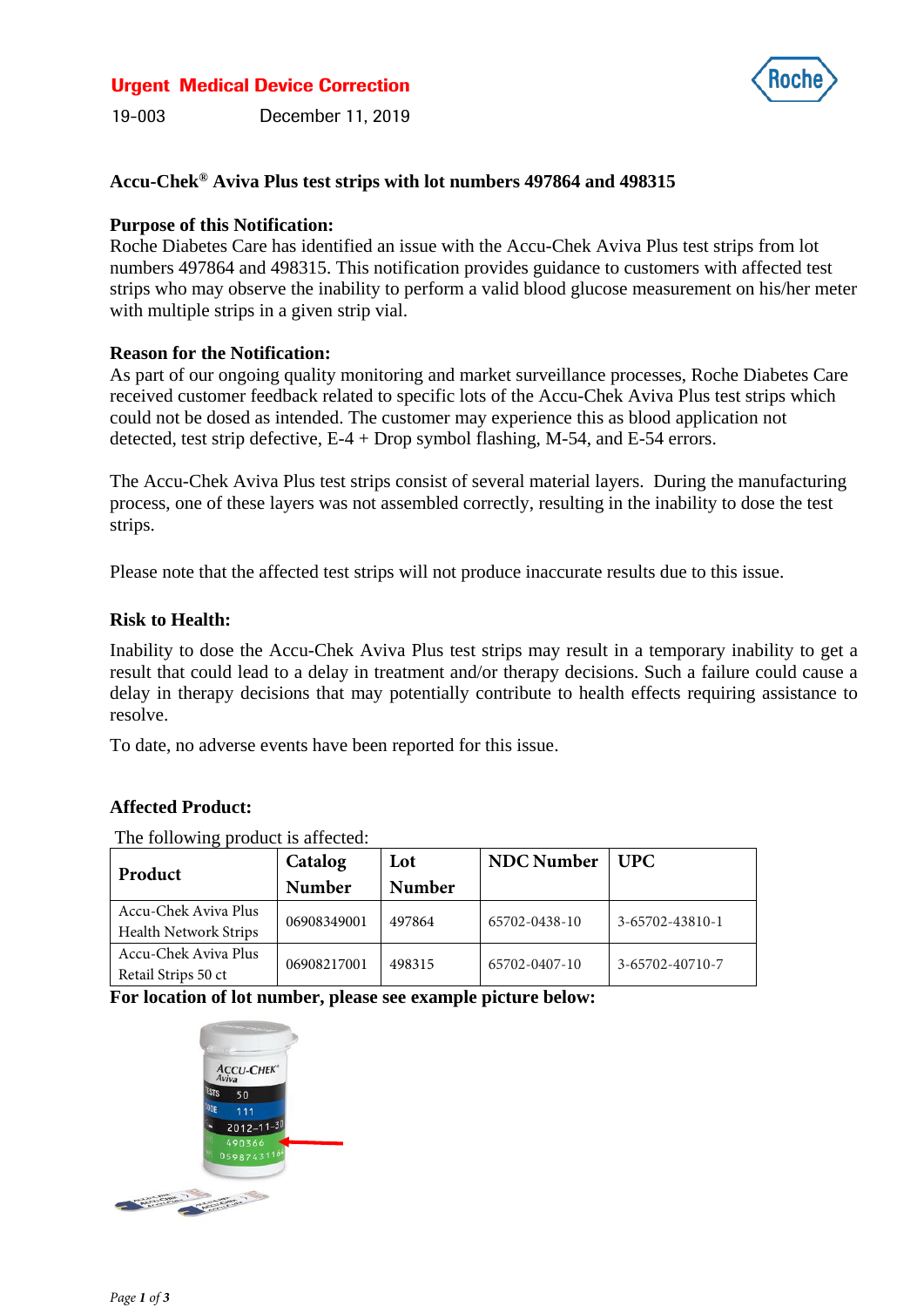**Urgent Medical Device Correction**

19-003 December 11, 2019

**Accu-Chek® Aviva Plus test strips with lot numbers 497864 and 498315**

**Purpose of this Notification:**
Roche Diabetes Care has identified an issue with the Accu-Chek Aviva Plus test strips from lot numbers 497864 and 498315. This notification provides guidance to customers with affected test strips who may observe the inability to perform a valid blood glucose measurement on his/her meter with multiple strips in a given strip vial.

**Reason for the Notification:**
As part of our ongoing quality monitoring and market surveillance processes, Roche Diabetes Care received customer feedback related to specific lots of the Accu-Chek Aviva Plus test strips which could not be dosed as intended. The customer may experience this as blood application not detected, test strip defective, E-4 + Drop symbol flashing, M-54, and E-54 errors.

The Accu-Chek Aviva Plus test strips consist of several material layers. During the manufacturing process, one of these layers was not assembled correctly, resulting in the inability to dose the test strips.

Please note that the affected test strips will not produce inaccurate results due to this issue.

**Risk to Health:**

Inability to dose the Accu-Chek Aviva Plus test strips may result in a temporary inability to get a result that could lead to a delay in treatment and/or therapy decisions. Such a failure could cause a delay in therapy decisions that may potentially contribute to health effects requiring assistance to resolve.

To date, no adverse events have been reported for this issue.

**Affected Product:**

The following product is affected:

| Product | Catalog Number | Lot Number | NDC Number | UPC |
|---|---|---|---|---|
| Accu-Chek Aviva Plus Health Network Strips | 06908349001 | 497864 | 65702-0438-10 | 3-65702-43810-1 |
| Accu-Chek Aviva Plus Retail Strips 50 ct | 06908217001 | 498315 | 65702-0407-10 | 3-65702-40710-7 |

**For location of lot number, please see example picture below:**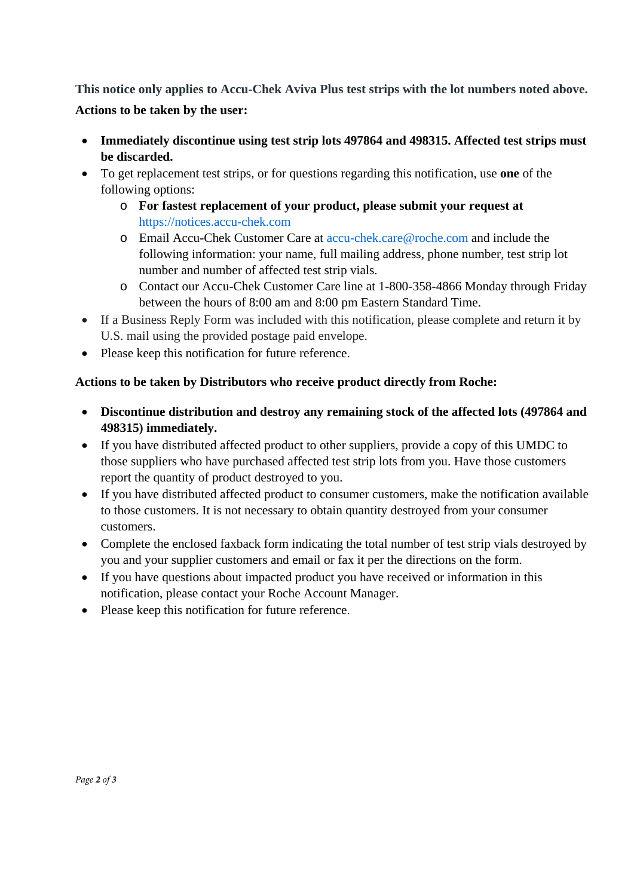**This notice only applies to Accu-Chek Aviva Plus test strips with the lot numbers noted above.**

**Actions to be taken by the user:**

- **Immediately discontinue using test strip lots 497864 and 498315. Affected test strips must be discarded.**
- To get replacement test strips, or for questions regarding this notification, use **one** of the following options:
  - **For fastest replacement of your product, please submit your request at** https://notices.accu-chek.com
  - Email Accu-Chek Customer Care at accu-chek.care@roche.com and include the following information: your name, full mailing address, phone number, test strip lot number and number of affected test strip vials.
  - Contact our Accu-Chek Customer Care line at 1-800-358-4866 Monday through Friday between the hours of 8:00 am and 8:00 pm Eastern Standard Time.
- If a Business Reply Form was included with this notification, please complete and return it by U.S. mail using the provided postage paid envelope.
- Please keep this notification for future reference.

**Actions to be taken by Distributors who receive product directly from Roche:**

- **Discontinue distribution and destroy any remaining stock of the affected lots (497864 and 498315) immediately.**
- If you have distributed affected product to other suppliers, provide a copy of this UMDC to those suppliers who have purchased affected test strip lots from you. Have those customers report the quantity of product destroyed to you.
- If you have distributed affected product to consumer customers, make the notification available to those customers. It is not necessary to obtain quantity destroyed from your consumer customers.
- Complete the enclosed faxback form indicating the total number of test strip vials destroyed by you and your supplier customers and email or fax it per the directions on the form.
- If you have questions about impacted product you have received or information in this notification, please contact your Roche Account Manager.
- Please keep this notification for future reference.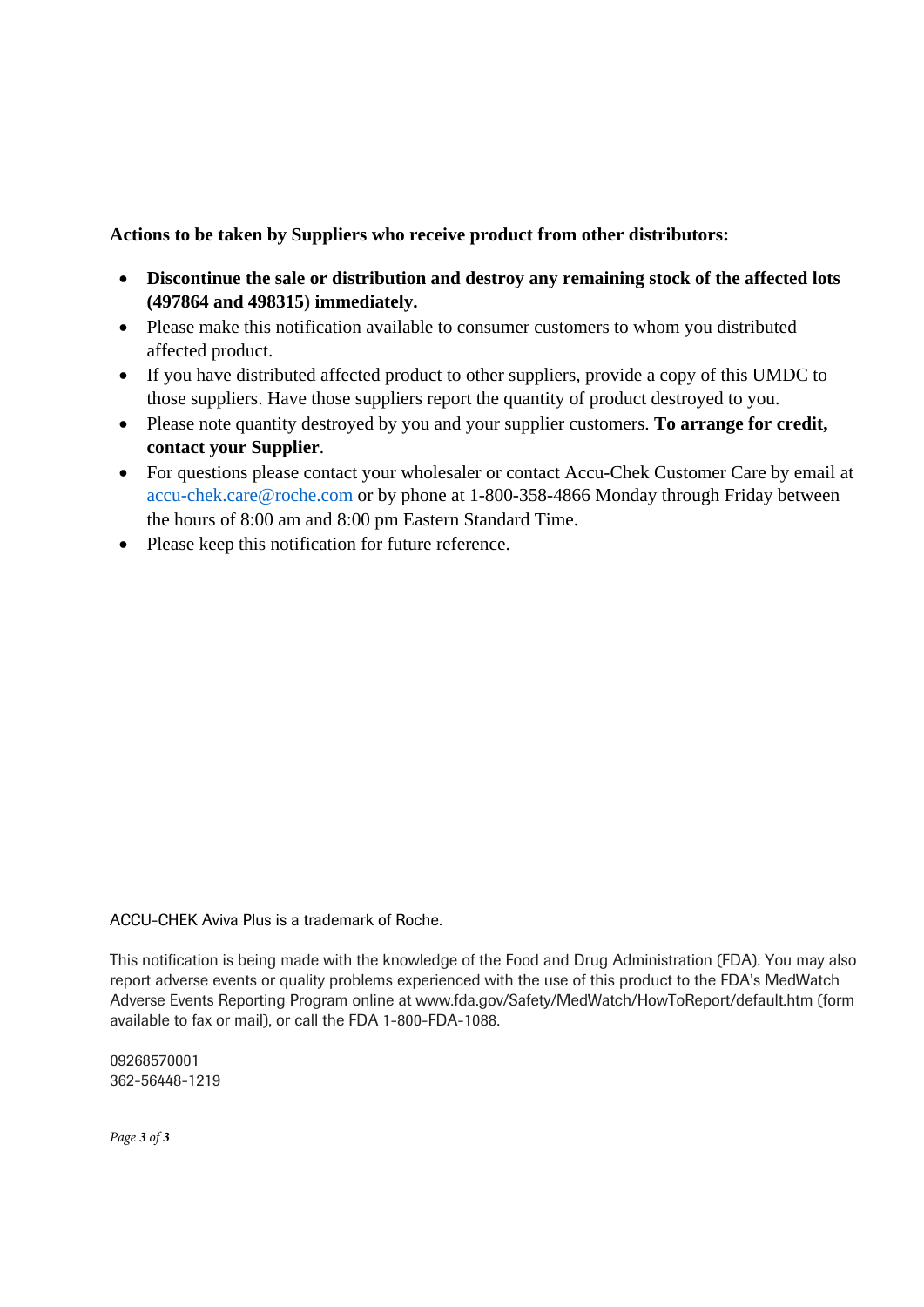**Actions to be taken by Suppliers who receive product from other distributors:**

- **Discontinue the sale or distribution and destroy any remaining stock of the affected lots (497864 and 498315) immediately.**
- Please make this notification available to consumer customers to whom you distributed affected product.
- If you have distributed affected product to other suppliers, provide a copy of this UMDC to those suppliers. Have those suppliers report the quantity of product destroyed to you.
- Please note quantity destroyed by you and your supplier customers. **To arrange for credit, contact your Supplier**.
- For questions please contact your wholesaler or contact Accu-Chek Customer Care by email at accu-chek.care@roche.com or by phone at 1-800-358-4866 Monday through Friday between the hours of 8:00 am and 8:00 pm Eastern Standard Time.
- Please keep this notification for future reference.

ACCU-CHEK Aviva Plus is a trademark of Roche.

This notification is being made with the knowledge of the Food and Drug Administration (FDA). You may also report adverse events or quality problems experienced with the use of this product to the FDA's MedWatch Adverse Events Reporting Program online at www.fda.gov/Safety/MedWatch/HowToReport/default.htm (form available to fax or mail), or call the FDA 1-800-FDA-1088.

09268570001
362-56448-1219